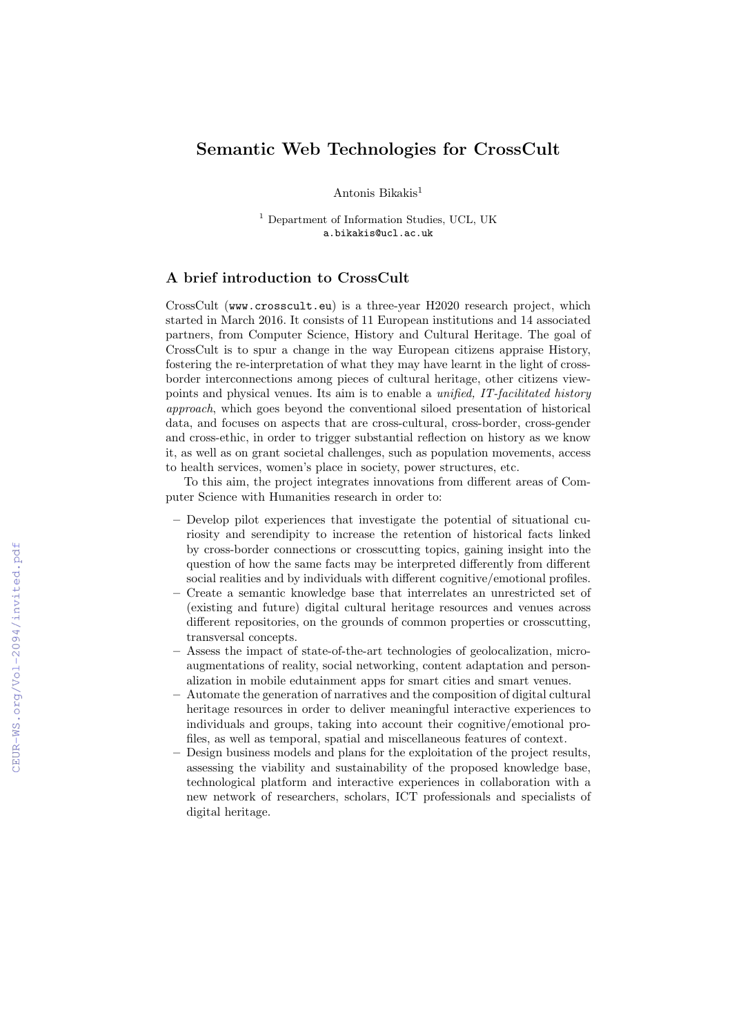# Semantic Web Technologies for CrossCult

Antonis Bikakis[1]

[1] Department of Information Studies, UCL, UK
a.bikakis@ucl.ac.uk

## A brief introduction to CrossCult

CrossCult (www.crosscult.eu) is a three-year H2020 research project, which started in March 2016. It consists of 11 European institutions and 14 associated partners, from Computer Science, History and Cultural Heritage. The goal of CrossCult is to spur a change in the way European citizens appraise History, fostering the re-interpretation of what they may have learnt in the light of cross-border interconnections among pieces of cultural heritage, other citizens viewpoints and physical venues. Its aim is to enable a *unified, IT-facilitated history approach*, which goes beyond the conventional siloed presentation of historical data, and focuses on aspects that are cross-cultural, cross-border, cross-gender and cross-ethic, in order to trigger substantial reflection on history as we know it, as well as on grant societal challenges, such as population movements, access to health services, women's place in society, power structures, etc.

To this aim, the project integrates innovations from different areas of Computer Science with Humanities research in order to:

– Develop pilot experiences that investigate the potential of situational curiosity and serendipity to increase the retention of historical facts linked by cross-border connections or crosscutting topics, gaining insight into the question of how the same facts may be interpreted differently from different social realities and by individuals with different cognitive/emotional profiles.
– Create a semantic knowledge base that interrelates an unrestricted set of (existing and future) digital cultural heritage resources and venues across different repositories, on the grounds of common properties or crosscutting, transversal concepts.
– Assess the impact of state-of-the-art technologies of geolocalization, micro-augmentations of reality, social networking, content adaptation and personalization in mobile edutainment apps for smart cities and smart venues.
– Automate the generation of narratives and the composition of digital cultural heritage resources in order to deliver meaningful interactive experiences to individuals and groups, taking into account their cognitive/emotional profiles, as well as temporal, spatial and miscellaneous features of context.
– Design business models and plans for the exploitation of the project results, assessing the viability and sustainability of the proposed knowledge base, technological platform and interactive experiences in collaboration with a new network of researchers, scholars, ICT professionals and specialists of digital heritage.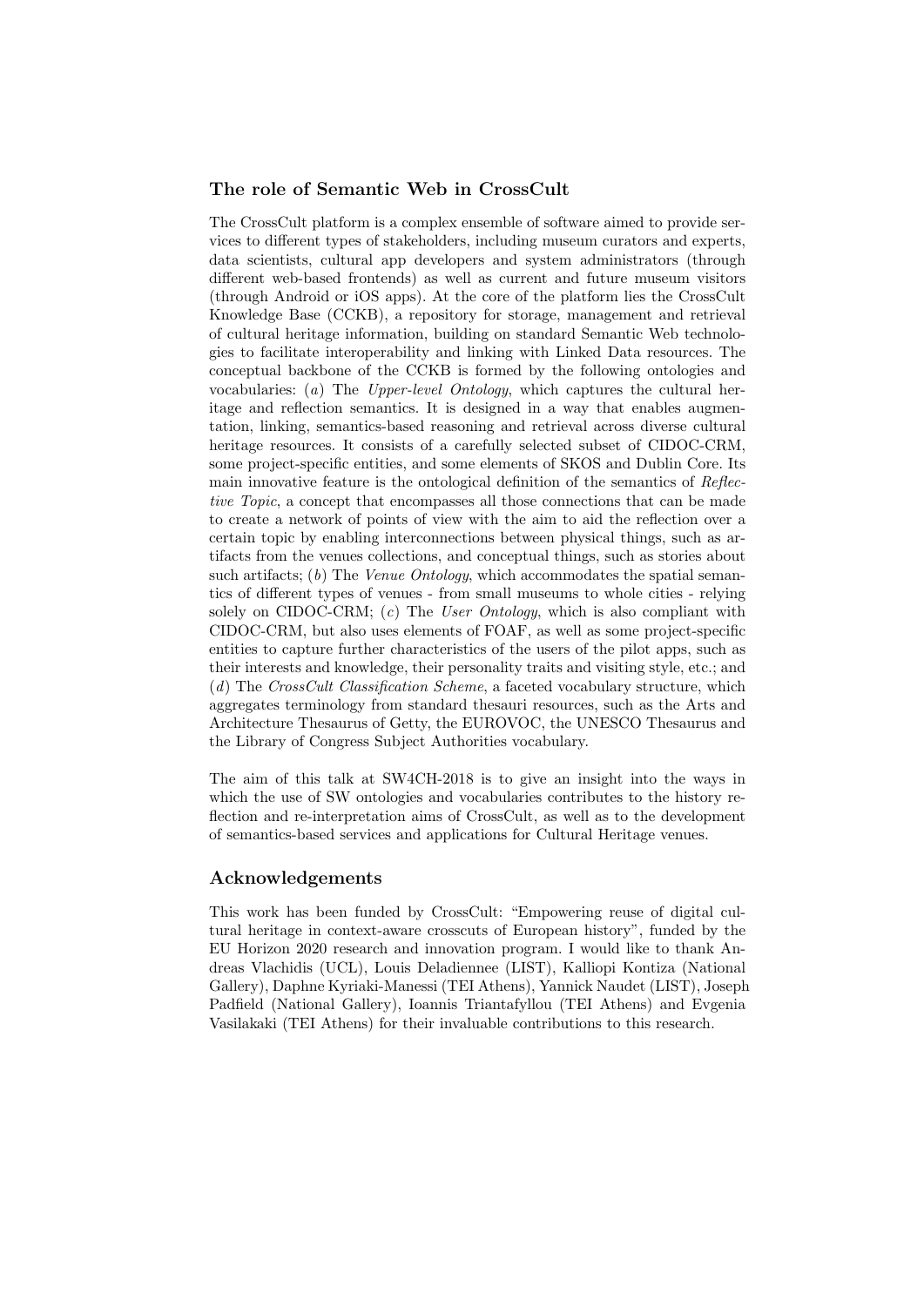## The role of Semantic Web in CrossCult

The CrossCult platform is a complex ensemble of software aimed to provide services to different types of stakeholders, including museum curators and experts, data scientists, cultural app developers and system administrators (through different web-based frontends) as well as current and future museum visitors (through Android or iOS apps). At the core of the platform lies the CrossCult Knowledge Base (CCKB), a repository for storage, management and retrieval of cultural heritage information, building on standard Semantic Web technologies to facilitate interoperability and linking with Linked Data resources. The conceptual backbone of the CCKB is formed by the following ontologies and vocabularies: (*a*) The *Upper-level Ontology*, which captures the cultural heritage and reflection semantics. It is designed in a way that enables augmentation, linking, semantics-based reasoning and retrieval across diverse cultural heritage resources. It consists of a carefully selected subset of CIDOC-CRM, some project-specific entities, and some elements of SKOS and Dublin Core. Its main innovative feature is the ontological definition of the semantics of *Reflective Topic*, a concept that encompasses all those connections that can be made to create a network of points of view with the aim to aid the reflection over a certain topic by enabling interconnections between physical things, such as artifacts from the venues collections, and conceptual things, such as stories about such artifacts; (*b*) The *Venue Ontology*, which accommodates the spatial semantics of different types of venues - from small museums to whole cities - relying solely on CIDOC-CRM; (*c*) The *User Ontology*, which is also compliant with CIDOC-CRM, but also uses elements of FOAF, as well as some project-specific entities to capture further characteristics of the users of the pilot apps, such as their interests and knowledge, their personality traits and visiting style, etc.; and (*d*) The *CrossCult Classification Scheme*, a faceted vocabulary structure, which aggregates terminology from standard thesauri resources, such as the Arts and Architecture Thesaurus of Getty, the EUROVOC, the UNESCO Thesaurus and the Library of Congress Subject Authorities vocabulary.

The aim of this talk at SW4CH-2018 is to give an insight into the ways in which the use of SW ontologies and vocabularies contributes to the history reflection and re-interpretation aims of CrossCult, as well as to the development of semantics-based services and applications for Cultural Heritage venues.

## Acknowledgements

This work has been funded by CrossCult: "Empowering reuse of digital cultural heritage in context-aware crosscuts of European history", funded by the EU Horizon 2020 research and innovation program. I would like to thank Andreas Vlachidis (UCL), Louis Deladiennee (LIST), Kalliopi Kontiza (National Gallery), Daphne Kyriaki-Manessi (TEI Athens), Yannick Naudet (LIST), Joseph Padfield (National Gallery), Ioannis Triantafyllou (TEI Athens) and Evgenia Vasilakaki (TEI Athens) for their invaluable contributions to this research.